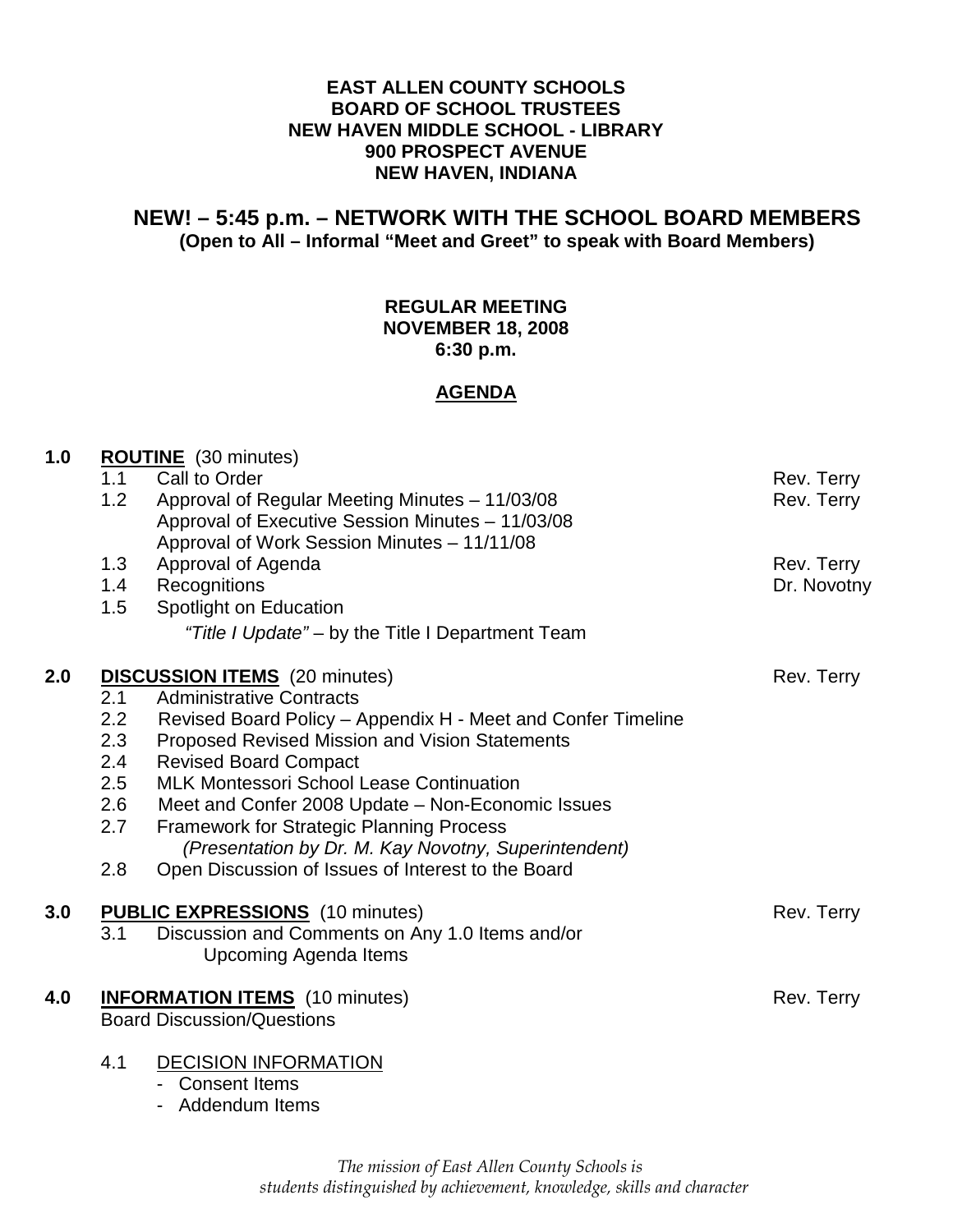**EAST ALLEN COUNTY SCHOOLS**
**BOARD OF SCHOOL TRUSTEES**
**NEW HAVEN MIDDLE SCHOOL - LIBRARY**
**900 PROSPECT AVENUE**
**NEW HAVEN, INDIANA**

## NEW! – 5:45 p.m. – NETWORK WITH THE SCHOOL BOARD MEMBERS

**(Open to All – Informal "Meet and Greet" to speak with Board Members)**

**REGULAR MEETING**
**NOVEMBER 18, 2008**
**6:30 p.m.**

## AGENDA

**1.0 ROUTINE** (30 minutes)

- 1.1 Call to Order — Rev. Terry
- 1.2 Approval of Regular Meeting Minutes – 11/03/08 — Rev. Terry
  Approval of Executive Session Minutes – 11/03/08
  Approval of Work Session Minutes – 11/11/08
- 1.3 Approval of Agenda — Rev. Terry
- 1.4 Recognitions — Dr. Novotny
- 1.5 Spotlight on Education
  *"Title I Update"* – by the Title I Department Team

**2.0 DISCUSSION ITEMS** (20 minutes) — Rev. Terry

- 2.1 Administrative Contracts
- 2.2 Revised Board Policy – Appendix H - Meet and Confer Timeline
- 2.3 Proposed Revised Mission and Vision Statements
- 2.4 Revised Board Compact
- 2.5 MLK Montessori School Lease Continuation
- 2.6 Meet and Confer 2008 Update – Non-Economic Issues
- 2.7 Framework for Strategic Planning Process
  *(Presentation by Dr. M. Kay Novotny, Superintendent)*
- 2.8 Open Discussion of Issues of Interest to the Board

**3.0 PUBLIC EXPRESSIONS** (10 minutes) — Rev. Terry

- 3.1 Discussion and Comments on Any 1.0 Items and/or Upcoming Agenda Items

**4.0 INFORMATION ITEMS** (10 minutes) — Rev. Terry

Board Discussion/Questions

- 4.1 DECISION INFORMATION
  - Consent Items
  - Addendum Items

*The mission of East Allen County Schools is students distinguished by achievement, knowledge, skills and character*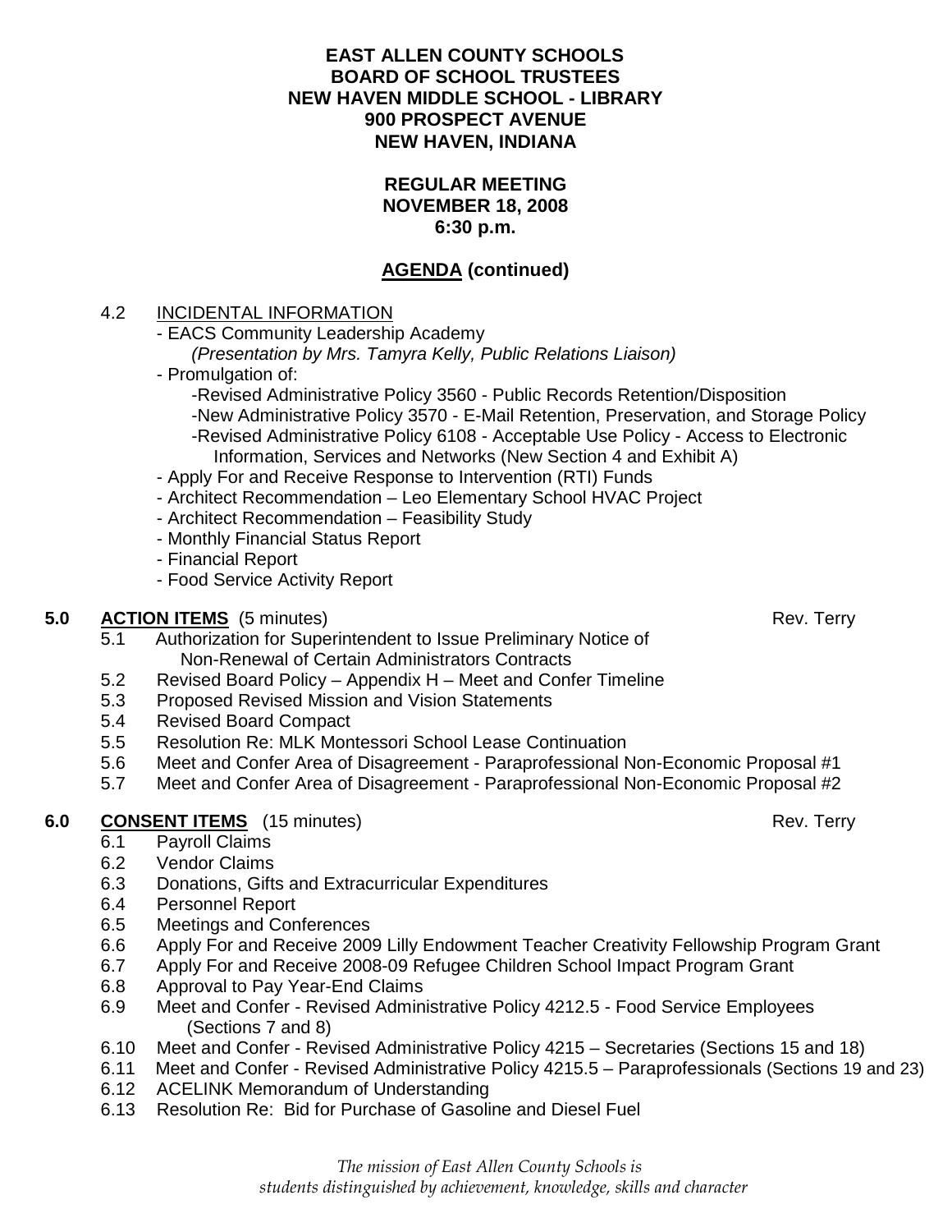**EAST ALLEN COUNTY SCHOOLS**
**BOARD OF SCHOOL TRUSTEES**
**NEW HAVEN MIDDLE SCHOOL - LIBRARY**
**900 PROSPECT AVENUE**
**NEW HAVEN, INDIANA**

**REGULAR MEETING**
**NOVEMBER 18, 2008**
**6:30 p.m.**

## AGENDA (continued)

4.2 INCIDENTAL INFORMATION
- EACS Community Leadership Academy
  *(Presentation by Mrs. Tamyra Kelly, Public Relations Liaison)*
- Promulgation of:
  - Revised Administrative Policy 3560 - Public Records Retention/Disposition
  - New Administrative Policy 3570 - E-Mail Retention, Preservation, and Storage Policy
  - Revised Administrative Policy 6108 - Acceptable Use Policy - Access to Electronic Information, Services and Networks (New Section 4 and Exhibit A)
- Apply For and Receive Response to Intervention (RTI) Funds
- Architect Recommendation – Leo Elementary School HVAC Project
- Architect Recommendation – Feasibility Study
- Monthly Financial Status Report
- Financial Report
- Food Service Activity Report

**5.0 ACTION ITEMS** (5 minutes) Rev. Terry

5.1 Authorization for Superintendent to Issue Preliminary Notice of Non-Renewal of Certain Administrators Contracts
5.2 Revised Board Policy – Appendix H – Meet and Confer Timeline
5.3 Proposed Revised Mission and Vision Statements
5.4 Revised Board Compact
5.5 Resolution Re: MLK Montessori School Lease Continuation
5.6 Meet and Confer Area of Disagreement - Paraprofessional Non-Economic Proposal #1
5.7 Meet and Confer Area of Disagreement - Paraprofessional Non-Economic Proposal #2

**6.0 CONSENT ITEMS** (15 minutes) Rev. Terry

6.1 Payroll Claims
6.2 Vendor Claims
6.3 Donations, Gifts and Extracurricular Expenditures
6.4 Personnel Report
6.5 Meetings and Conferences
6.6 Apply For and Receive 2009 Lilly Endowment Teacher Creativity Fellowship Program Grant
6.7 Apply For and Receive 2008-09 Refugee Children School Impact Program Grant
6.8 Approval to Pay Year-End Claims
6.9 Meet and Confer - Revised Administrative Policy 4212.5 - Food Service Employees (Sections 7 and 8)
6.10 Meet and Confer - Revised Administrative Policy 4215 – Secretaries (Sections 15 and 18)
6.11 Meet and Confer - Revised Administrative Policy 4215.5 – Paraprofessionals (Sections 19 and 23)
6.12 ACELINK Memorandum of Understanding
6.13 Resolution Re: Bid for Purchase of Gasoline and Diesel Fuel

*The mission of East Allen County Schools is students distinguished by achievement, knowledge, skills and character*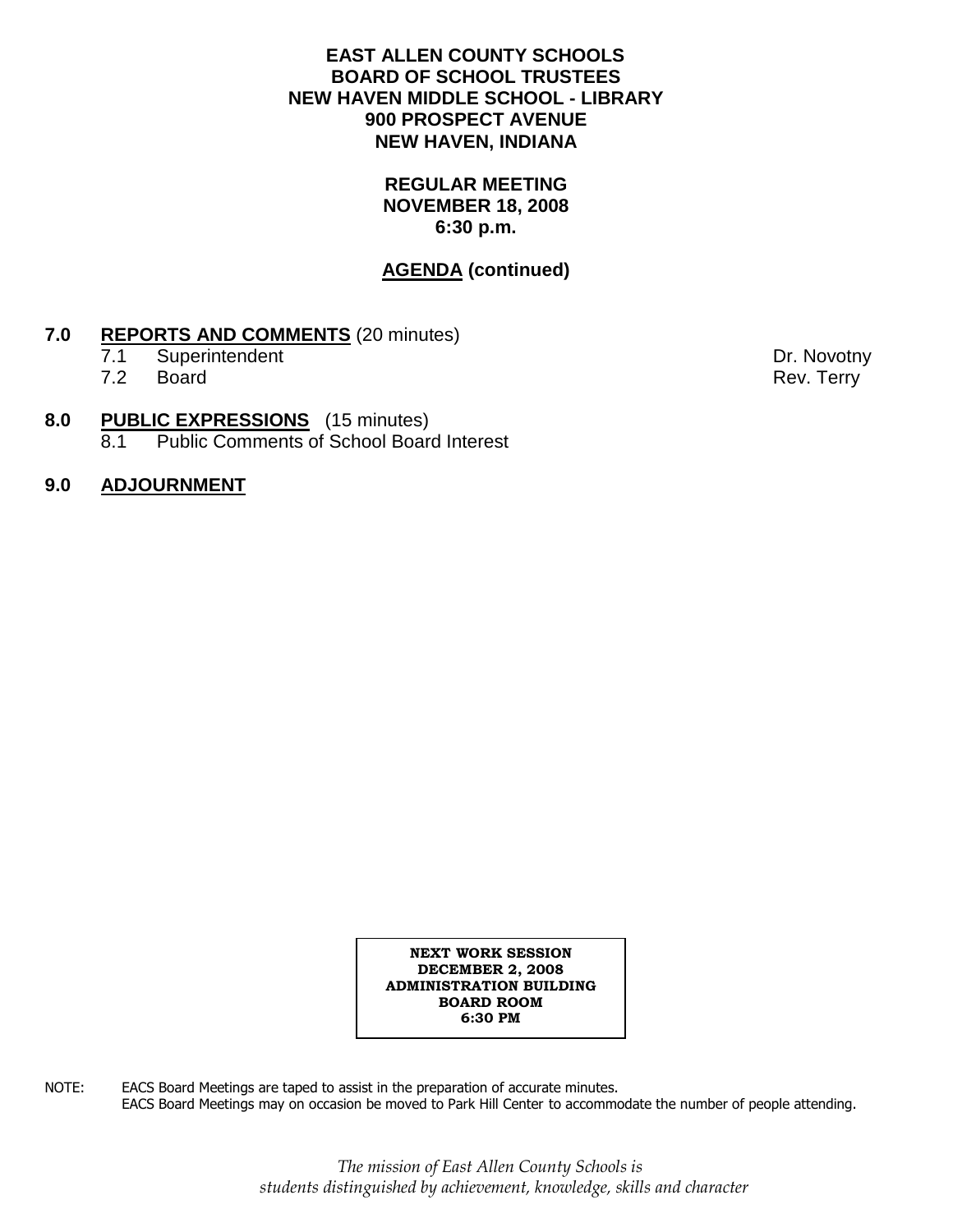**EAST ALLEN COUNTY SCHOOLS**
**BOARD OF SCHOOL TRUSTEES**
**NEW HAVEN MIDDLE SCHOOL - LIBRARY**
**900 PROSPECT AVENUE**
**NEW HAVEN, INDIANA**

**REGULAR MEETING**
**NOVEMBER 18, 2008**
**6:30 p.m.**

## AGENDA (continued)

**7.0 REPORTS AND COMMENTS** (20 minutes)

- 7.1 Superintendent — Dr. Novotny
- 7.2 Board — Rev. Terry

**8.0 PUBLIC EXPRESSIONS** (15 minutes)

- 8.1 Public Comments of School Board Interest

**9.0 ADJOURNMENT**

**NEXT WORK SESSION**
**DECEMBER 2, 2008**
**ADMINISTRATION BUILDING**
**BOARD ROOM**
**6:30 PM**

NOTE: EACS Board Meetings are taped to assist in the preparation of accurate minutes.
EACS Board Meetings may on occasion be moved to Park Hill Center to accommodate the number of people attending.

*The mission of East Allen County Schools is students distinguished by achievement, knowledge, skills and character*